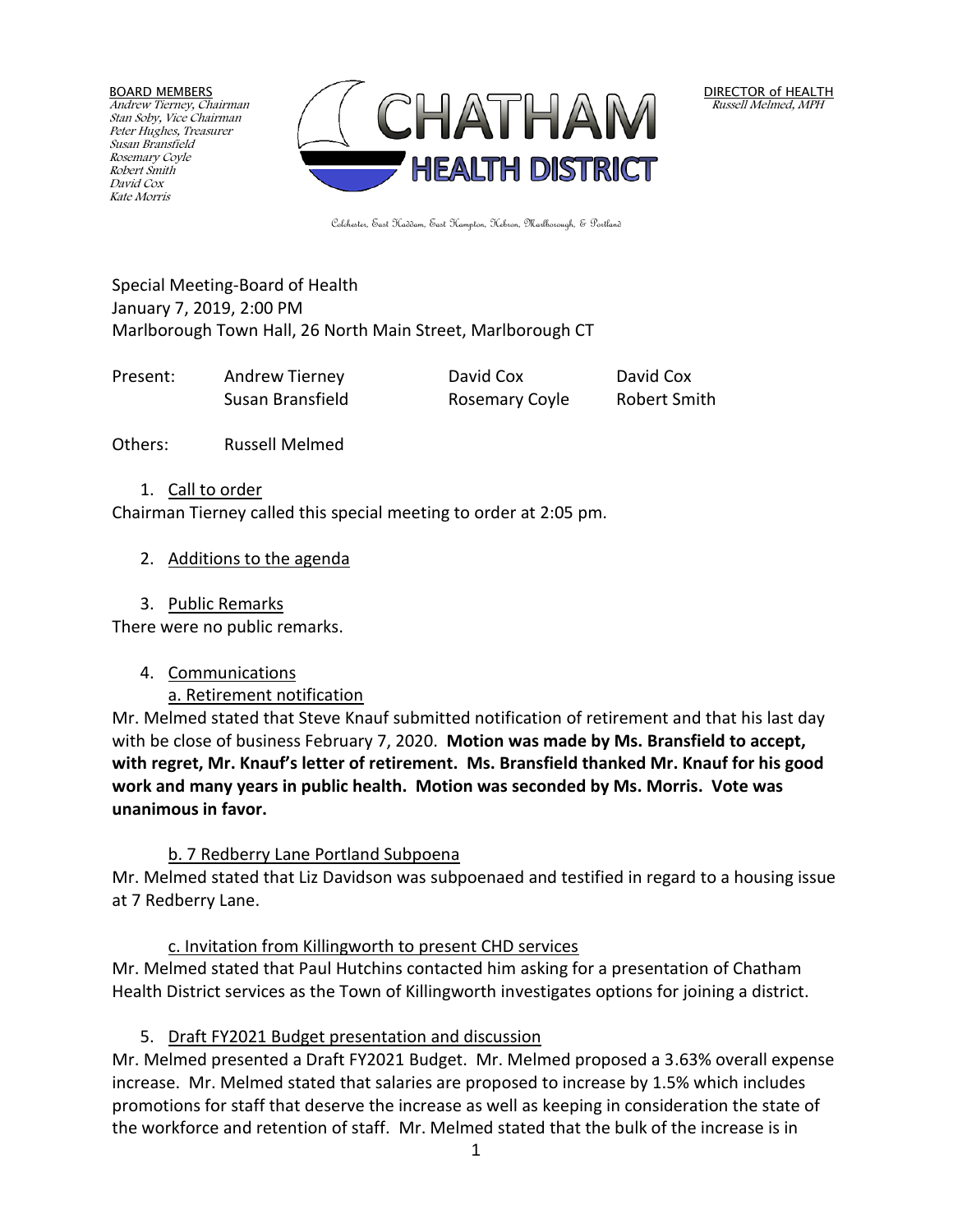BOARD MEMBERS
*Andrew Tierney, Chairman*
*Stan Soby, Vice Chairman*
*Peter Hughes, Treasurer*
*Susan Bransfield*
*Rosemary Coyle*
*Robert Smith*
*David Cox*
*Kate Morris*

# CHATHAM HEALTH DISTRICT

DIRECTOR of HEALTH
*Russell Melmed, MPH*

Colchester, East Haddam, East Hampton, Hebron, Marlborough, & Portland

Special Meeting-Board of Health
January 7, 2019, 2:00 PM
Marlborough Town Hall, 26 North Main Street, Marlborough CT

| Present: | Andrew Tierney | David Cox | David Cox |
|---|---|---|---|
| | Susan Bransfield | Rosemary Coyle | Robert Smith |

Others: Russell Melmed

1. Call to order

Chairman Tierney called this special meeting to order at 2:05 pm.

2. Additions to the agenda

3. Public Remarks

There were no public remarks.

4. Communications

a. Retirement notification

Mr. Melmed stated that Steve Knauf submitted notification of retirement and that his last day with be close of business February 7, 2020. **Motion was made by Ms. Bransfield to accept, with regret, Mr. Knauf's letter of retirement. Ms. Bransfield thanked Mr. Knauf for his good work and many years in public health. Motion was seconded by Ms. Morris. Vote was unanimous in favor.**

b. 7 Redberry Lane Portland Subpoena

Mr. Melmed stated that Liz Davidson was subpoenaed and testified in regard to a housing issue at 7 Redberry Lane.

c. Invitation from Killingworth to present CHD services

Mr. Melmed stated that Paul Hutchins contacted him asking for a presentation of Chatham Health District services as the Town of Killingworth investigates options for joining a district.

5. Draft FY2021 Budget presentation and discussion

Mr. Melmed presented a Draft FY2021 Budget. Mr. Melmed proposed a 3.63% overall expense increase. Mr. Melmed stated that salaries are proposed to increase by 1.5% which includes promotions for staff that deserve the increase as well as keeping in consideration the state of the workforce and retention of staff. Mr. Melmed stated that the bulk of the increase is in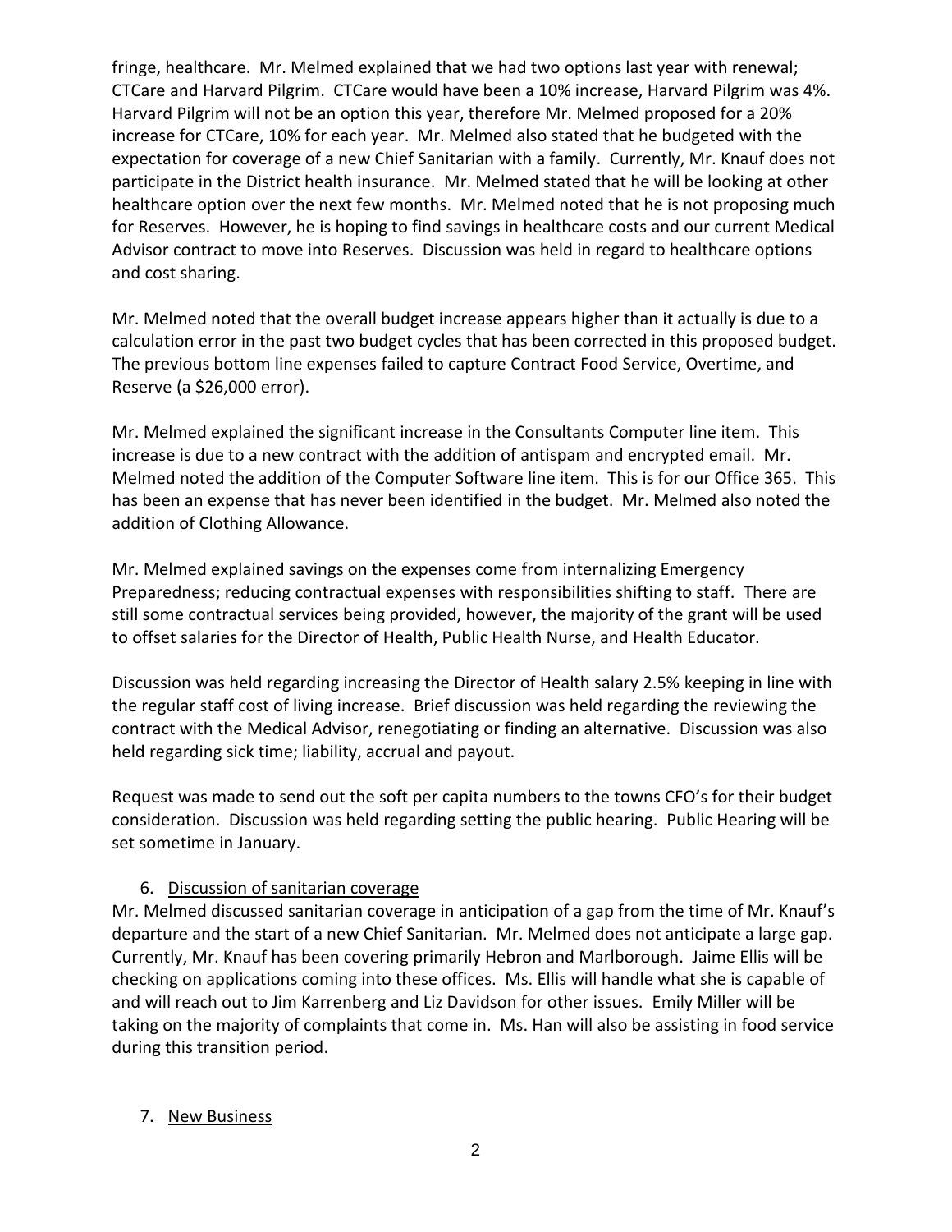fringe, healthcare. Mr. Melmed explained that we had two options last year with renewal; CTCare and Harvard Pilgrim. CTCare would have been a 10% increase, Harvard Pilgrim was 4%. Harvard Pilgrim will not be an option this year, therefore Mr. Melmed proposed for a 20% increase for CTCare, 10% for each year. Mr. Melmed also stated that he budgeted with the expectation for coverage of a new Chief Sanitarian with a family. Currently, Mr. Knauf does not participate in the District health insurance. Mr. Melmed stated that he will be looking at other healthcare option over the next few months. Mr. Melmed noted that he is not proposing much for Reserves. However, he is hoping to find savings in healthcare costs and our current Medical Advisor contract to move into Reserves. Discussion was held in regard to healthcare options and cost sharing.

Mr. Melmed noted that the overall budget increase appears higher than it actually is due to a calculation error in the past two budget cycles that has been corrected in this proposed budget. The previous bottom line expenses failed to capture Contract Food Service, Overtime, and Reserve (a $26,000 error).

Mr. Melmed explained the significant increase in the Consultants Computer line item. This increase is due to a new contract with the addition of antispam and encrypted email. Mr. Melmed noted the addition of the Computer Software line item. This is for our Office 365. This has been an expense that has never been identified in the budget. Mr. Melmed also noted the addition of Clothing Allowance.

Mr. Melmed explained savings on the expenses come from internalizing Emergency Preparedness; reducing contractual expenses with responsibilities shifting to staff. There are still some contractual services being provided, however, the majority of the grant will be used to offset salaries for the Director of Health, Public Health Nurse, and Health Educator.

Discussion was held regarding increasing the Director of Health salary 2.5% keeping in line with the regular staff cost of living increase. Brief discussion was held regarding the reviewing the contract with the Medical Advisor, renegotiating or finding an alternative. Discussion was also held regarding sick time; liability, accrual and payout.

Request was made to send out the soft per capita numbers to the towns CFO's for their budget consideration. Discussion was held regarding setting the public hearing. Public Hearing will be set sometime in January.

6. Discussion of sanitarian coverage

Mr. Melmed discussed sanitarian coverage in anticipation of a gap from the time of Mr. Knauf's departure and the start of a new Chief Sanitarian. Mr. Melmed does not anticipate a large gap. Currently, Mr. Knauf has been covering primarily Hebron and Marlborough. Jaime Ellis will be checking on applications coming into these offices. Ms. Ellis will handle what she is capable of and will reach out to Jim Karrenberg and Liz Davidson for other issues. Emily Miller will be taking on the majority of complaints that come in. Ms. Han will also be assisting in food service during this transition period.

7. New Business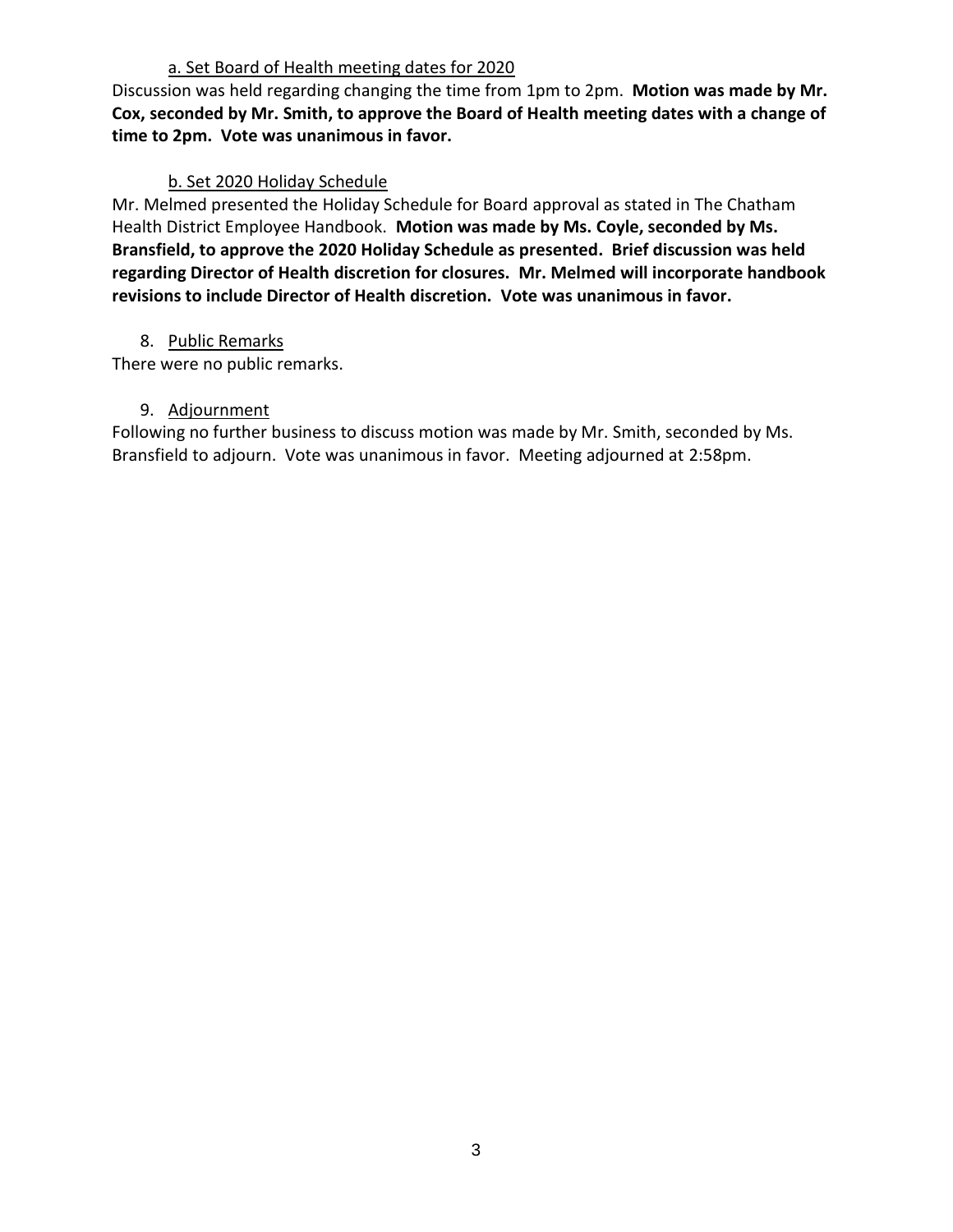a. Set Board of Health meeting dates for 2020

Discussion was held regarding changing the time from 1pm to 2pm. **Motion was made by Mr. Cox, seconded by Mr. Smith, to approve the Board of Health meeting dates with a change of time to 2pm. Vote was unanimous in favor.**

b. Set 2020 Holiday Schedule

Mr. Melmed presented the Holiday Schedule for Board approval as stated in The Chatham Health District Employee Handbook. **Motion was made by Ms. Coyle, seconded by Ms. Bransfield, to approve the 2020 Holiday Schedule as presented. Brief discussion was held regarding Director of Health discretion for closures. Mr. Melmed will incorporate handbook revisions to include Director of Health discretion. Vote was unanimous in favor.**

8. Public Remarks

There were no public remarks.

9. Adjournment

Following no further business to discuss motion was made by Mr. Smith, seconded by Ms. Bransfield to adjourn. Vote was unanimous in favor. Meeting adjourned at 2:58pm.